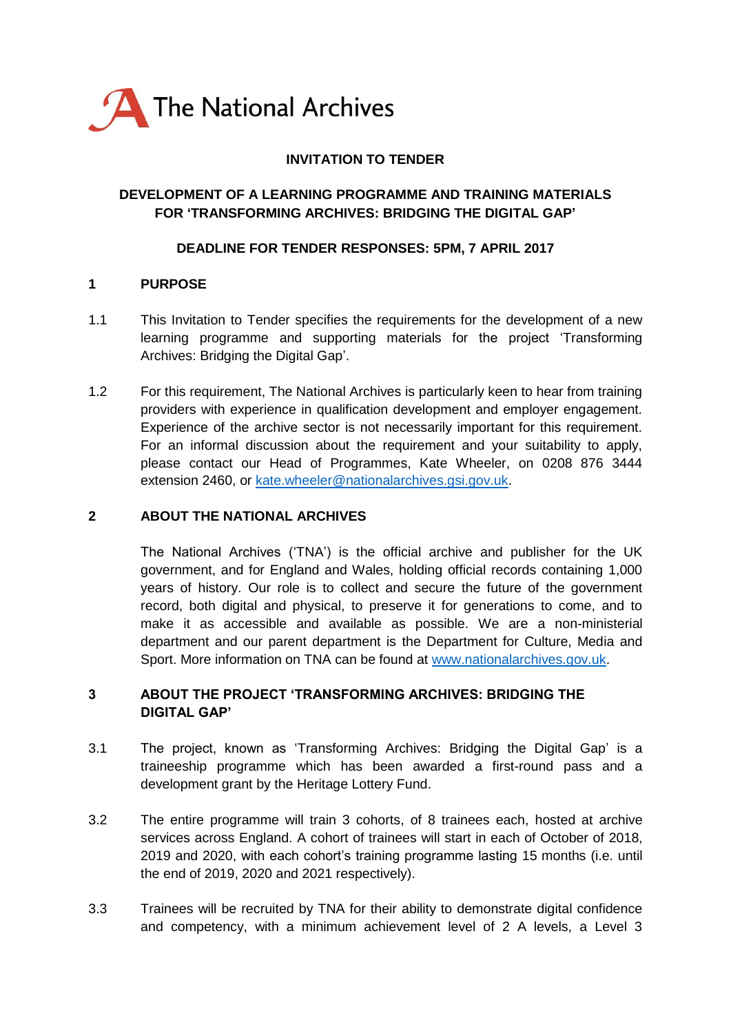The National Archives

**INVITATION TO TENDER**

**DEVELOPMENT OF A LEARNING PROGRAMME AND TRAINING MATERIALS FOR 'TRANSFORMING ARCHIVES: BRIDGING THE DIGITAL GAP'**

**DEADLINE FOR TENDER RESPONSES: 5PM, 7 APRIL 2017**

## 1 PURPOSE

1.1 This Invitation to Tender specifies the requirements for the development of a new learning programme and supporting materials for the project 'Transforming Archives: Bridging the Digital Gap'.

1.2 For this requirement, The National Archives is particularly keen to hear from training providers with experience in qualification development and employer engagement. Experience of the archive sector is not necessarily important for this requirement. For an informal discussion about the requirement and your suitability to apply, please contact our Head of Programmes, Kate Wheeler, on 0208 876 3444 extension 2460, or kate.wheeler@nationalarchives.gsi.gov.uk.

## 2 ABOUT THE NATIONAL ARCHIVES

The National Archives ('TNA') is the official archive and publisher for the UK government, and for England and Wales, holding official records containing 1,000 years of history. Our role is to collect and secure the future of the government record, both digital and physical, to preserve it for generations to come, and to make it as accessible and available as possible. We are a non-ministerial department and our parent department is the Department for Culture, Media and Sport. More information on TNA can be found at www.nationalarchives.gov.uk.

## 3 ABOUT THE PROJECT 'TRANSFORMING ARCHIVES: BRIDGING THE DIGITAL GAP'

3.1 The project, known as 'Transforming Archives: Bridging the Digital Gap' is a traineeship programme which has been awarded a first-round pass and a development grant by the Heritage Lottery Fund.

3.2 The entire programme will train 3 cohorts, of 8 trainees each, hosted at archive services across England. A cohort of trainees will start in each of October of 2018, 2019 and 2020, with each cohort's training programme lasting 15 months (i.e. until the end of 2019, 2020 and 2021 respectively).

3.3 Trainees will be recruited by TNA for their ability to demonstrate digital confidence and competency, with a minimum achievement level of 2 A levels, a Level 3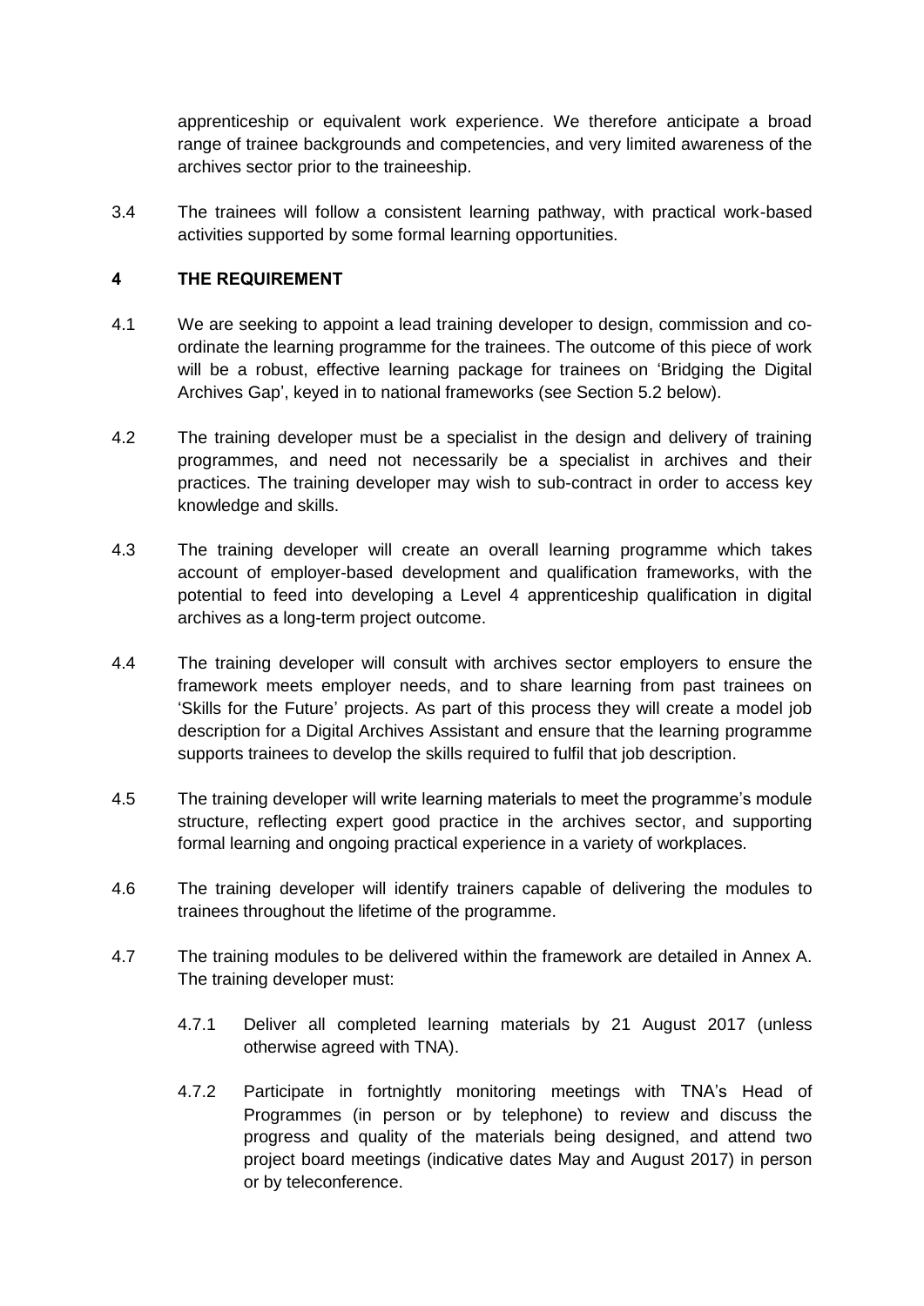apprenticeship or equivalent work experience. We therefore anticipate a broad range of trainee backgrounds and competencies, and very limited awareness of the archives sector prior to the traineeship.

3.4 The trainees will follow a consistent learning pathway, with practical work-based activities supported by some formal learning opportunities.

## 4 THE REQUIREMENT

4.1 We are seeking to appoint a lead training developer to design, commission and co-ordinate the learning programme for the trainees. The outcome of this piece of work will be a robust, effective learning package for trainees on 'Bridging the Digital Archives Gap', keyed in to national frameworks (see Section 5.2 below).

4.2 The training developer must be a specialist in the design and delivery of training programmes, and need not necessarily be a specialist in archives and their practices. The training developer may wish to sub-contract in order to access key knowledge and skills.

4.3 The training developer will create an overall learning programme which takes account of employer-based development and qualification frameworks, with the potential to feed into developing a Level 4 apprenticeship qualification in digital archives as a long-term project outcome.

4.4 The training developer will consult with archives sector employers to ensure the framework meets employer needs, and to share learning from past trainees on 'Skills for the Future' projects. As part of this process they will create a model job description for a Digital Archives Assistant and ensure that the learning programme supports trainees to develop the skills required to fulfil that job description.

4.5 The training developer will write learning materials to meet the programme's module structure, reflecting expert good practice in the archives sector, and supporting formal learning and ongoing practical experience in a variety of workplaces.

4.6 The training developer will identify trainers capable of delivering the modules to trainees throughout the lifetime of the programme.

4.7 The training modules to be delivered within the framework are detailed in Annex A. The training developer must:

4.7.1 Deliver all completed learning materials by 21 August 2017 (unless otherwise agreed with TNA).

4.7.2 Participate in fortnightly monitoring meetings with TNA's Head of Programmes (in person or by telephone) to review and discuss the progress and quality of the materials being designed, and attend two project board meetings (indicative dates May and August 2017) in person or by teleconference.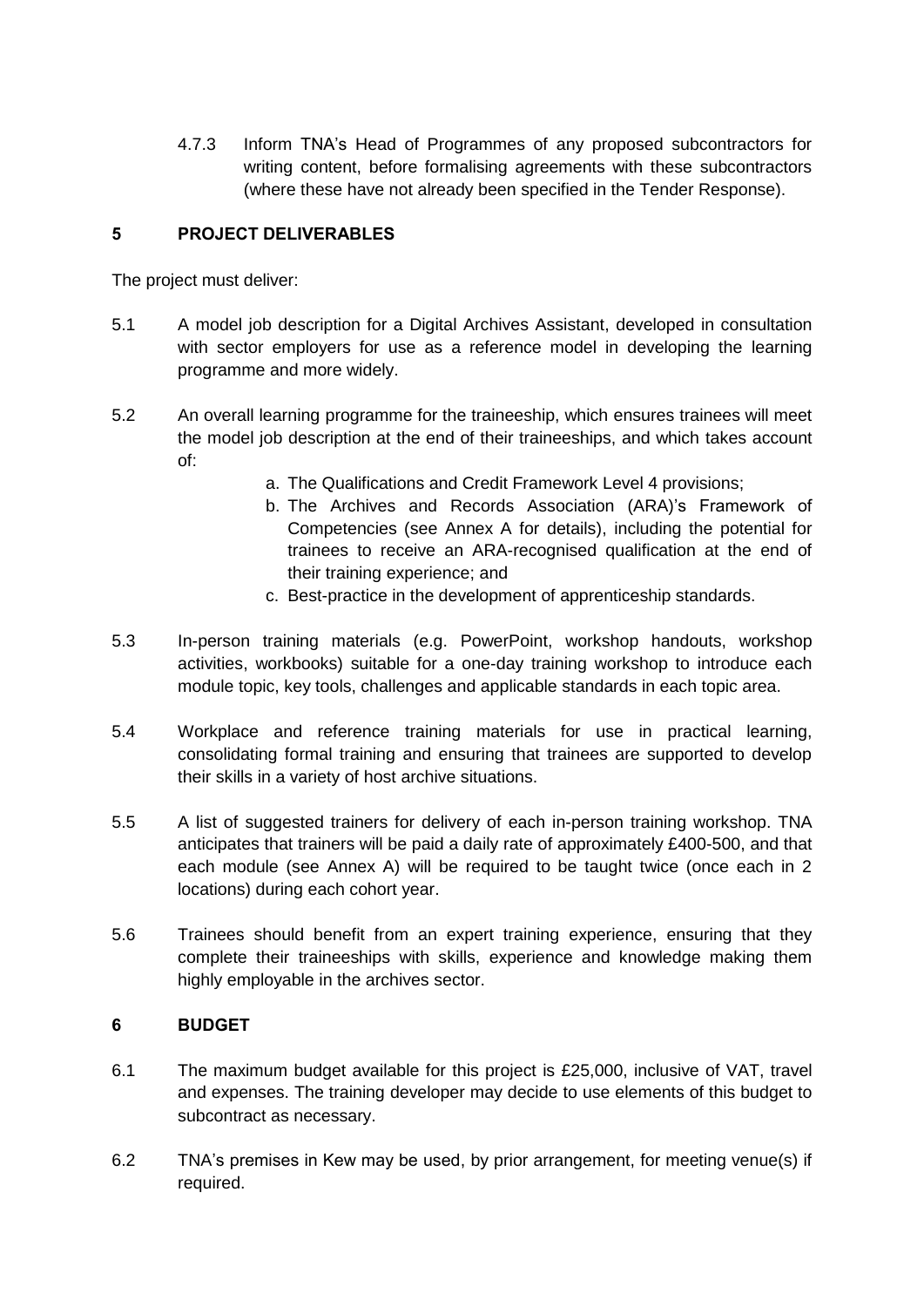4.7.3 Inform TNA's Head of Programmes of any proposed subcontractors for writing content, before formalising agreements with these subcontractors (where these have not already been specified in the Tender Response).

## 5 PROJECT DELIVERABLES

The project must deliver:

5.1 A model job description for a Digital Archives Assistant, developed in consultation with sector employers for use as a reference model in developing the learning programme and more widely.

5.2 An overall learning programme for the traineeship, which ensures trainees will meet the model job description at the end of their traineeships, and which takes account of:

a. The Qualifications and Credit Framework Level 4 provisions;
b. The Archives and Records Association (ARA)'s Framework of Competencies (see Annex A for details), including the potential for trainees to receive an ARA-recognised qualification at the end of their training experience; and
c. Best-practice in the development of apprenticeship standards.

5.3 In-person training materials (e.g. PowerPoint, workshop handouts, workshop activities, workbooks) suitable for a one-day training workshop to introduce each module topic, key tools, challenges and applicable standards in each topic area.

5.4 Workplace and reference training materials for use in practical learning, consolidating formal training and ensuring that trainees are supported to develop their skills in a variety of host archive situations.

5.5 A list of suggested trainers for delivery of each in-person training workshop. TNA anticipates that trainers will be paid a daily rate of approximately £400-500, and that each module (see Annex A) will be required to be taught twice (once each in 2 locations) during each cohort year.

5.6 Trainees should benefit from an expert training experience, ensuring that they complete their traineeships with skills, experience and knowledge making them highly employable in the archives sector.

## 6 BUDGET

6.1 The maximum budget available for this project is £25,000, inclusive of VAT, travel and expenses. The training developer may decide to use elements of this budget to subcontract as necessary.

6.2 TNA's premises in Kew may be used, by prior arrangement, for meeting venue(s) if required.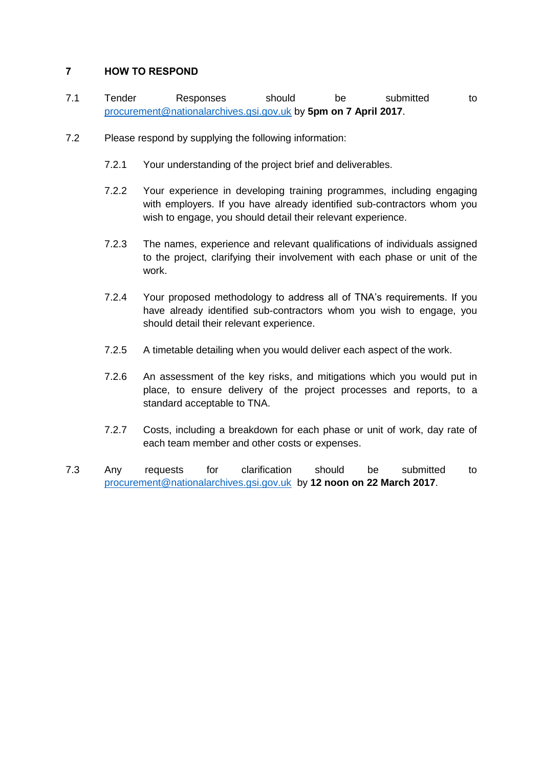## 7 HOW TO RESPOND

7.1 Tender Responses should be submitted to procurement@nationalarchives.gsi.gov.uk by **5pm on 7 April 2017**.

7.2 Please respond by supplying the following information:

7.2.1 Your understanding of the project brief and deliverables.

7.2.2 Your experience in developing training programmes, including engaging with employers. If you have already identified sub-contractors whom you wish to engage, you should detail their relevant experience.

7.2.3 The names, experience and relevant qualifications of individuals assigned to the project, clarifying their involvement with each phase or unit of the work.

7.2.4 Your proposed methodology to address all of TNA's requirements. If you have already identified sub-contractors whom you wish to engage, you should detail their relevant experience.

7.2.5 A timetable detailing when you would deliver each aspect of the work.

7.2.6 An assessment of the key risks, and mitigations which you would put in place, to ensure delivery of the project processes and reports, to a standard acceptable to TNA.

7.2.7 Costs, including a breakdown for each phase or unit of work, day rate of each team member and other costs or expenses.

7.3 Any requests for clarification should be submitted to procurement@nationalarchives.gsi.gov.uk by **12 noon on 22 March 2017**.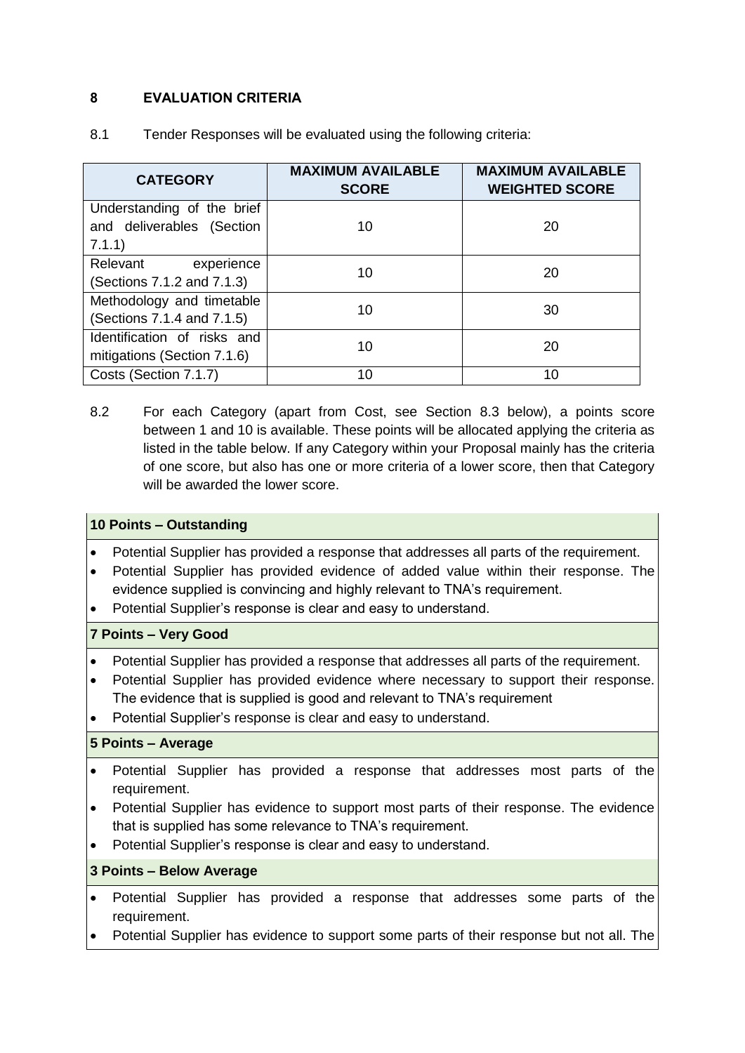## 8 EVALUATION CRITERIA

8.1 Tender Responses will be evaluated using the following criteria:

| CATEGORY | MAXIMUM AVAILABLE SCORE | MAXIMUM AVAILABLE WEIGHTED SCORE |
|---|---|---|
| Understanding of the brief and deliverables (Section 7.1.1) | 10 | 20 |
| Relevant experience (Sections 7.1.2 and 7.1.3) | 10 | 20 |
| Methodology and timetable (Sections 7.1.4 and 7.1.5) | 10 | 30 |
| Identification of risks and mitigations (Section 7.1.6) | 10 | 20 |
| Costs (Section 7.1.7) | 10 | 10 |

8.2 For each Category (apart from Cost, see Section 8.3 below), a points score between 1 and 10 is available. These points will be allocated applying the criteria as listed in the table below. If any Category within your Proposal mainly has the criteria of one score, but also has one or more criteria of a lower score, then that Category will be awarded the lower score.

**10 Points – Outstanding**

- Potential Supplier has provided a response that addresses all parts of the requirement.
- Potential Supplier has provided evidence of added value within their response. The evidence supplied is convincing and highly relevant to TNA's requirement.
- Potential Supplier's response is clear and easy to understand.

**7 Points – Very Good**

- Potential Supplier has provided a response that addresses all parts of the requirement.
- Potential Supplier has provided evidence where necessary to support their response. The evidence that is supplied is good and relevant to TNA's requirement
- Potential Supplier's response is clear and easy to understand.

**5 Points – Average**

- Potential Supplier has provided a response that addresses most parts of the requirement.
- Potential Supplier has evidence to support most parts of their response. The evidence that is supplied has some relevance to TNA's requirement.
- Potential Supplier's response is clear and easy to understand.

**3 Points – Below Average**

- Potential Supplier has provided a response that addresses some parts of the requirement.
- Potential Supplier has evidence to support some parts of their response but not all. The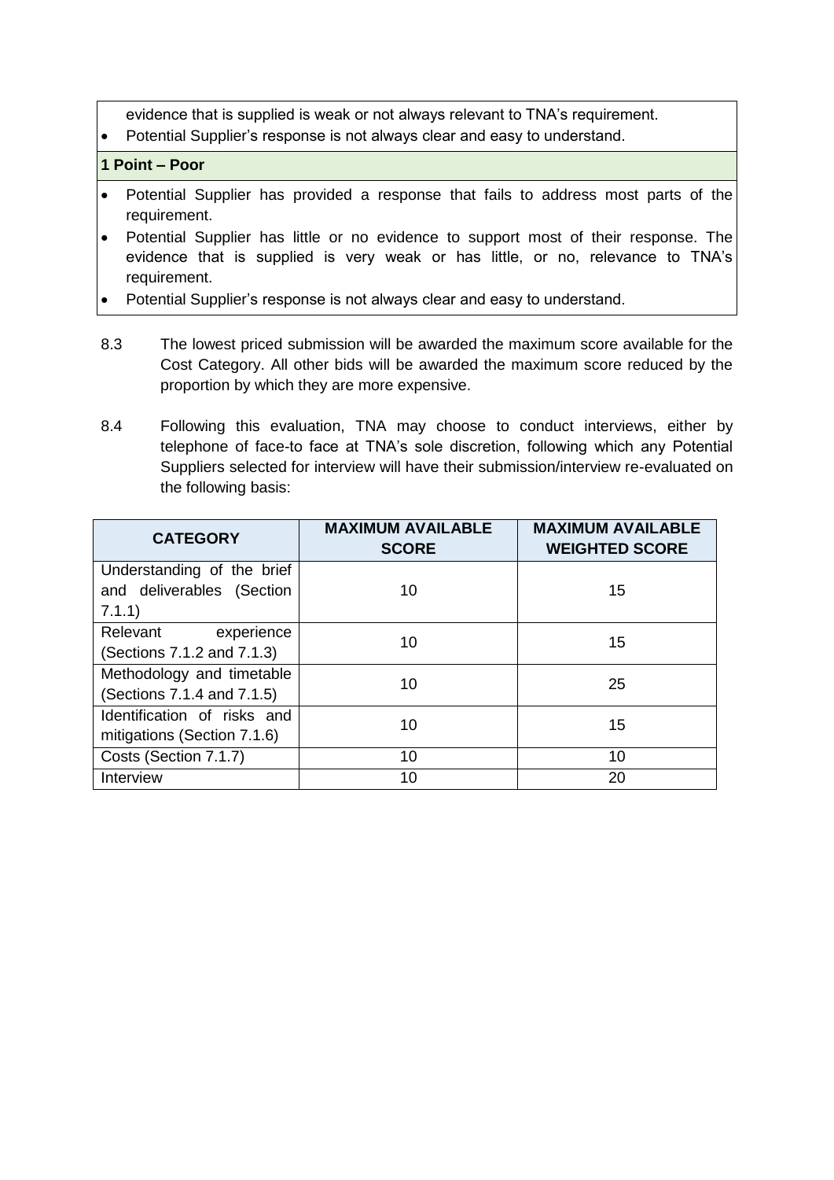evidence that is supplied is weak or not always relevant to TNA's requirement.

- Potential Supplier's response is not always clear and easy to understand.

**1 Point – Poor**

- Potential Supplier has provided a response that fails to address most parts of the requirement.
- Potential Supplier has little or no evidence to support most of their response. The evidence that is supplied is very weak or has little, or no, relevance to TNA's requirement.
- Potential Supplier's response is not always clear and easy to understand.

8.3 The lowest priced submission will be awarded the maximum score available for the Cost Category. All other bids will be awarded the maximum score reduced by the proportion by which they are more expensive.

8.4 Following this evaluation, TNA may choose to conduct interviews, either by telephone of face-to face at TNA's sole discretion, following which any Potential Suppliers selected for interview will have their submission/interview re-evaluated on the following basis:

| CATEGORY | MAXIMUM AVAILABLE SCORE | MAXIMUM AVAILABLE WEIGHTED SCORE |
|---|---|---|
| Understanding of the brief and deliverables (Section 7.1.1) | 10 | 15 |
| Relevant experience (Sections 7.1.2 and 7.1.3) | 10 | 15 |
| Methodology and timetable (Sections 7.1.4 and 7.1.5) | 10 | 25 |
| Identification of risks and mitigations (Section 7.1.6) | 10 | 15 |
| Costs (Section 7.1.7) | 10 | 10 |
| Interview | 10 | 20 |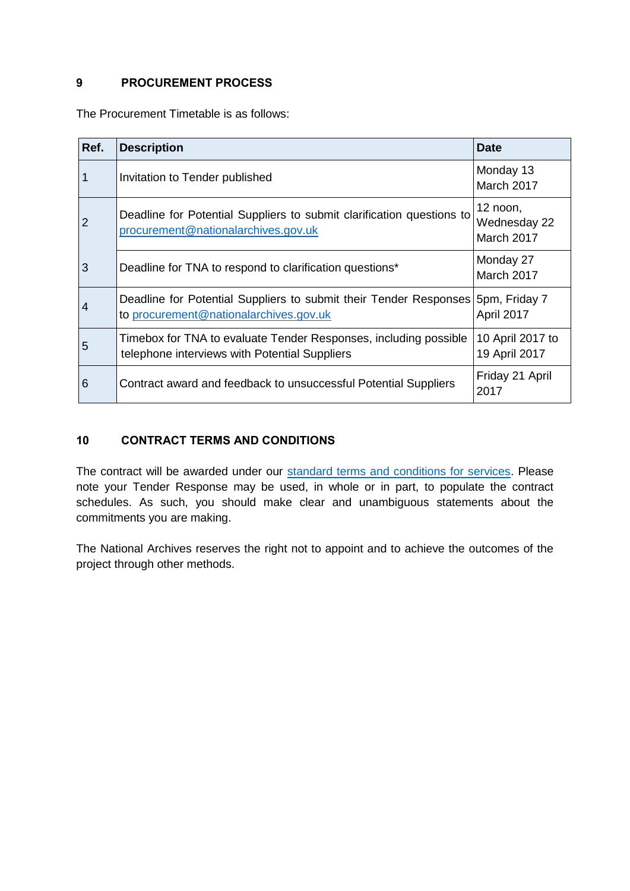## 9 PROCUREMENT PROCESS

The Procurement Timetable is as follows:

| Ref. | Description | Date |
|---|---|---|
| 1 | Invitation to Tender published | Monday 13 March 2017 |
| 2 | Deadline for Potential Suppliers to submit clarification questions to procurement@nationalarchives.gov.uk | 12 noon, Wednesday 22 March 2017 |
| 3 | Deadline for TNA to respond to clarification questions* | Monday 27 March 2017 |
| 4 | Deadline for Potential Suppliers to submit their Tender Responses to procurement@nationalarchives.gov.uk | 5pm, Friday 7 April 2017 |
| 5 | Timebox for TNA to evaluate Tender Responses, including possible telephone interviews with Potential Suppliers | 10 April 2017 to 19 April 2017 |
| 6 | Contract award and feedback to unsuccessful Potential Suppliers | Friday 21 April 2017 |

## 10 CONTRACT TERMS AND CONDITIONS

The contract will be awarded under our standard terms and conditions for services. Please note your Tender Response may be used, in whole or in part, to populate the contract schedules. As such, you should make clear and unambiguous statements about the commitments you are making.

The National Archives reserves the right not to appoint and to achieve the outcomes of the project through other methods.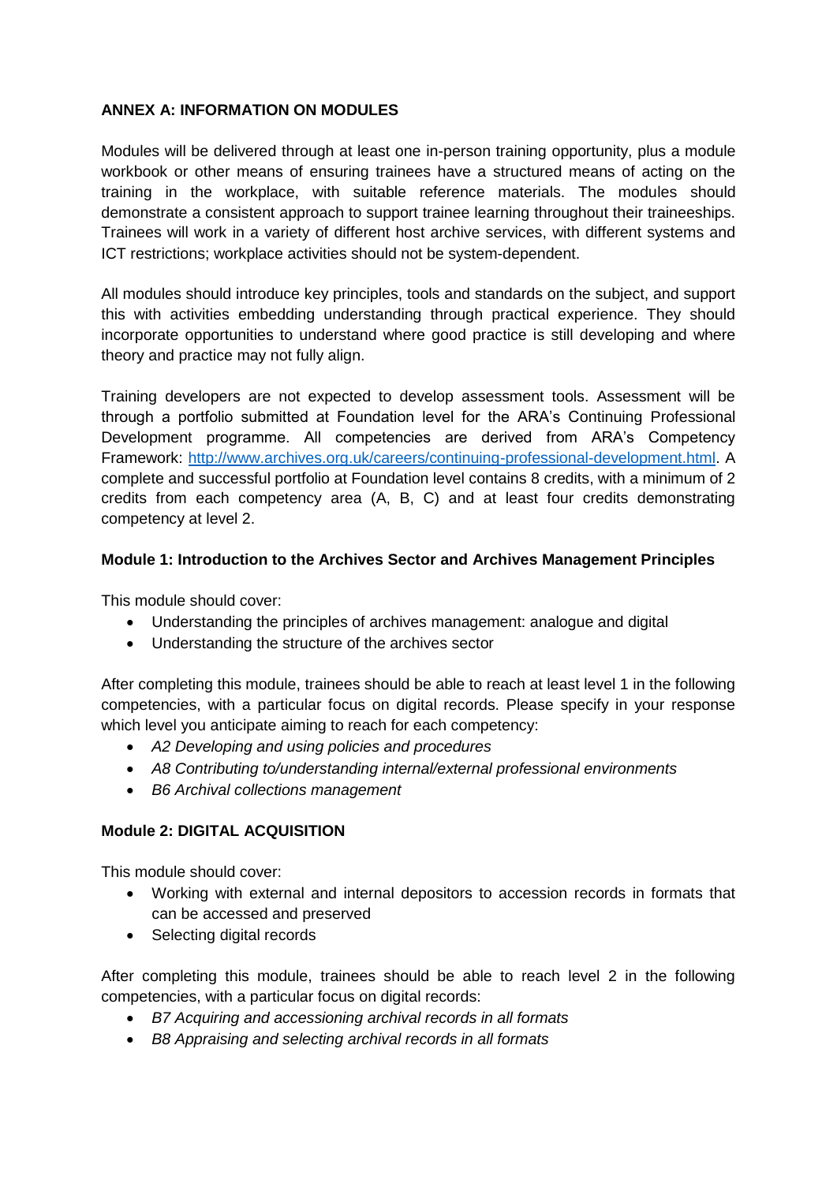**ANNEX A: INFORMATION ON MODULES**

Modules will be delivered through at least one in-person training opportunity, plus a module workbook or other means of ensuring trainees have a structured means of acting on the training in the workplace, with suitable reference materials. The modules should demonstrate a consistent approach to support trainee learning throughout their traineeships. Trainees will work in a variety of different host archive services, with different systems and ICT restrictions; workplace activities should not be system-dependent.

All modules should introduce key principles, tools and standards on the subject, and support this with activities embedding understanding through practical experience. They should incorporate opportunities to understand where good practice is still developing and where theory and practice may not fully align.

Training developers are not expected to develop assessment tools. Assessment will be through a portfolio submitted at Foundation level for the ARA's Continuing Professional Development programme. All competencies are derived from ARA's Competency Framework: [http://www.archives.org.uk/careers/continuing-professional-development.html](http://www.archives.org.uk/careers/continuing-professional-development.html). A complete and successful portfolio at Foundation level contains 8 credits, with a minimum of 2 credits from each competency area (A, B, C) and at least four credits demonstrating competency at level 2.

**Module 1: Introduction to the Archives Sector and Archives Management Principles**

This module should cover:

- Understanding the principles of archives management: analogue and digital
- Understanding the structure of the archives sector

After completing this module, trainees should be able to reach at least level 1 in the following competencies, with a particular focus on digital records. Please specify in your response which level you anticipate aiming to reach for each competency:

- *A2 Developing and using policies and procedures*
- *A8 Contributing to/understanding internal/external professional environments*
- *B6 Archival collections management*

**Module 2: DIGITAL ACQUISITION**

This module should cover:

- Working with external and internal depositors to accession records in formats that can be accessed and preserved
- Selecting digital records

After completing this module, trainees should be able to reach level 2 in the following competencies, with a particular focus on digital records:

- *B7 Acquiring and accessioning archival records in all formats*
- *B8 Appraising and selecting archival records in all formats*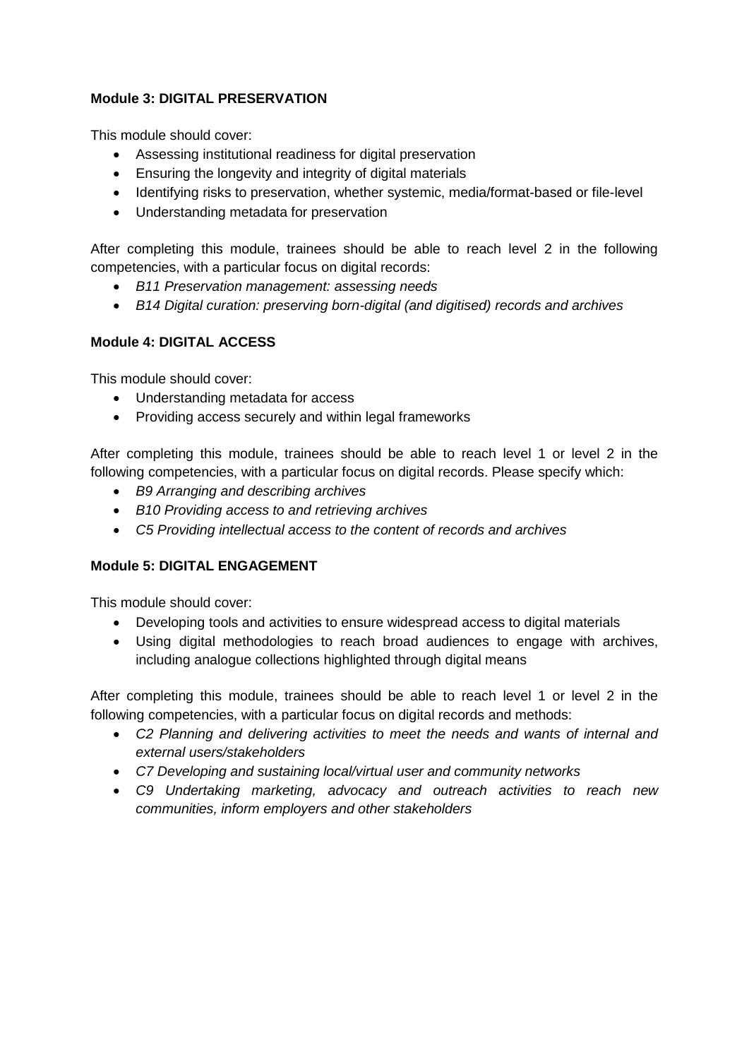**Module 3: DIGITAL PRESERVATION**

This module should cover:

- Assessing institutional readiness for digital preservation
- Ensuring the longevity and integrity of digital materials
- Identifying risks to preservation, whether systemic, media/format-based or file-level
- Understanding metadata for preservation

After completing this module, trainees should be able to reach level 2 in the following competencies, with a particular focus on digital records:

- *B11 Preservation management: assessing needs*
- *B14 Digital curation: preserving born-digital (and digitised) records and archives*

**Module 4: DIGITAL ACCESS**

This module should cover:

- Understanding metadata for access
- Providing access securely and within legal frameworks

After completing this module, trainees should be able to reach level 1 or level 2 in the following competencies, with a particular focus on digital records. Please specify which:

- *B9 Arranging and describing archives*
- *B10 Providing access to and retrieving archives*
- *C5 Providing intellectual access to the content of records and archives*

**Module 5: DIGITAL ENGAGEMENT**

This module should cover:

- Developing tools and activities to ensure widespread access to digital materials
- Using digital methodologies to reach broad audiences to engage with archives, including analogue collections highlighted through digital means

After completing this module, trainees should be able to reach level 1 or level 2 in the following competencies, with a particular focus on digital records and methods:

- *C2 Planning and delivering activities to meet the needs and wants of internal and external users/stakeholders*
- *C7 Developing and sustaining local/virtual user and community networks*
- *C9 Undertaking marketing, advocacy and outreach activities to reach new communities, inform employers and other stakeholders*